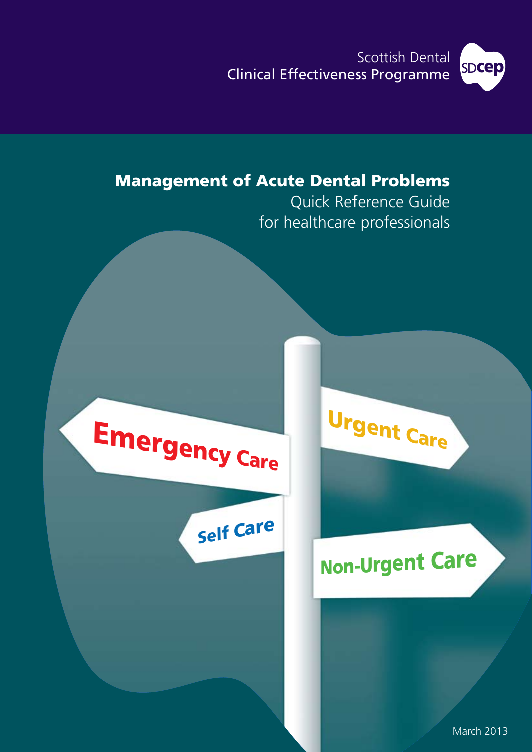Scottish Dental
Clinical Effectiveness Programme

SDcep

# Management of Acute Dental Problems

Quick Reference Guide
for healthcare professionals

Emergency Care

Urgent Care

Self Care

Non-Urgent Care

March 2013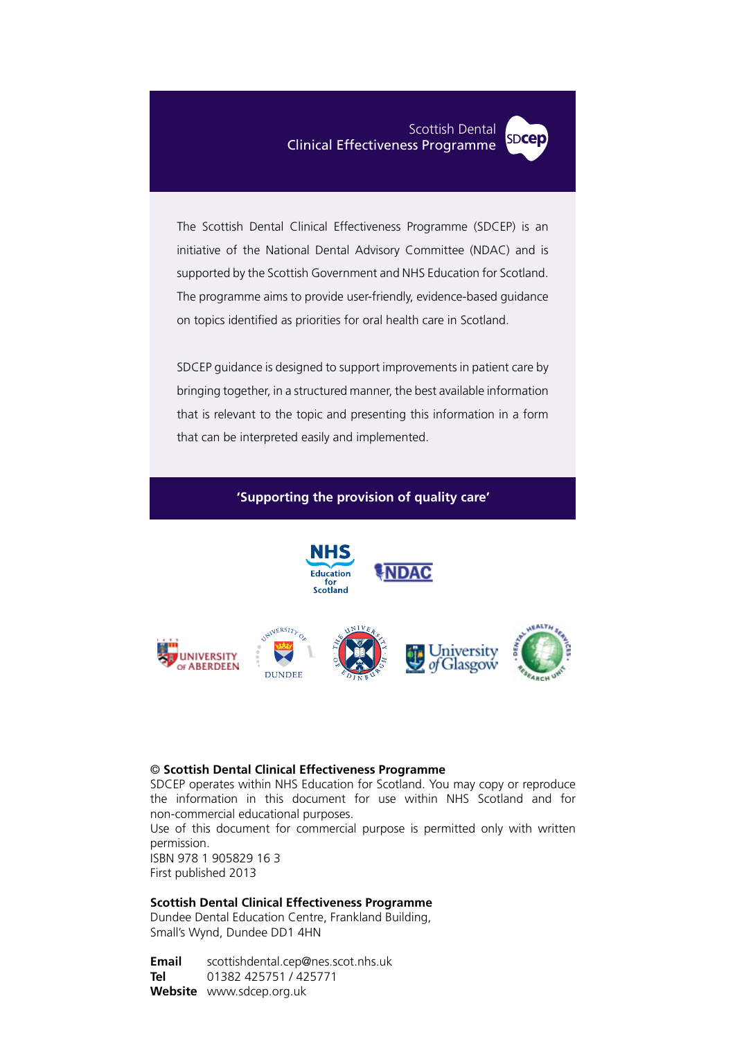Scottish Dental
Clinical Effectiveness Programme

The Scottish Dental Clinical Effectiveness Programme (SDCEP) is an initiative of the National Dental Advisory Committee (NDAC) and is supported by the Scottish Government and NHS Education for Scotland. The programme aims to provide user-friendly, evidence-based guidance on topics identified as priorities for oral health care in Scotland.

SDCEP guidance is designed to support improvements in patient care by bringing together, in a structured manner, the best available information that is relevant to the topic and presenting this information in a form that can be interpreted easily and implemented.

**'Supporting the provision of quality care'**

**© Scottish Dental Clinical Effectiveness Programme**
SDCEP operates within NHS Education for Scotland. You may copy or reproduce the information in this document for use within NHS Scotland and for non-commercial educational purposes.
Use of this document for commercial purpose is permitted only with written permission.
ISBN 978 1 905829 16 3
First published 2013

**Scottish Dental Clinical Effectiveness Programme**
Dundee Dental Education Centre, Frankland Building,
Small's Wynd, Dundee DD1 4HN

**Email** scottishdental.cep@nes.scot.nhs.uk
**Tel** 01382 425751 / 425771
**Website** www.sdcep.org.uk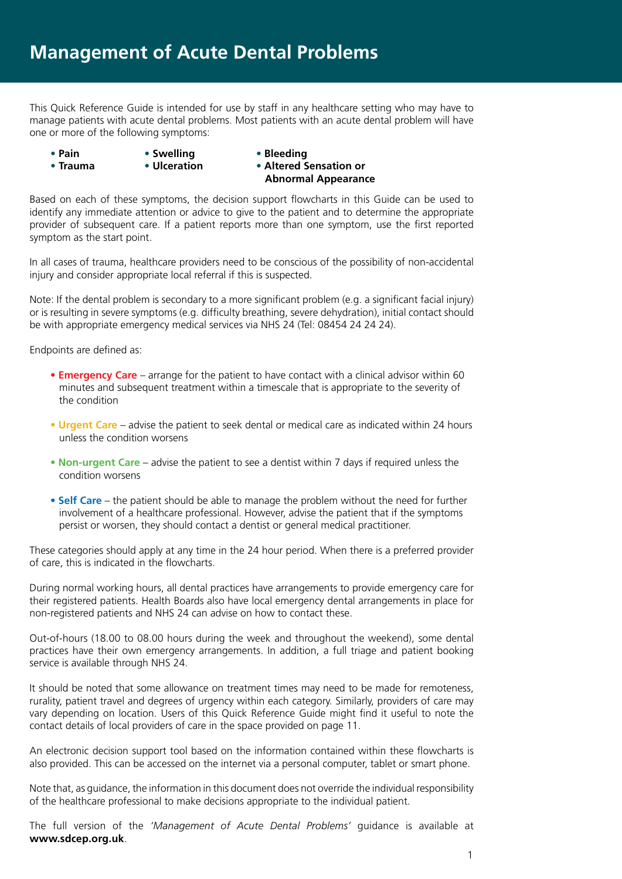# Management of Acute Dental Problems

This Quick Reference Guide is intended for use by staff in any healthcare setting who may have to manage patients with acute dental problems. Most patients with an acute dental problem will have one or more of the following symptoms:

- **Pain**
- **Trauma**
- **Swelling**
- **Ulceration**
- **Bleeding**
- **Altered Sensation or Abnormal Appearance**

Based on each of these symptoms, the decision support flowcharts in this Guide can be used to identify any immediate attention or advice to give to the patient and to determine the appropriate provider of subsequent care. If a patient reports more than one symptom, use the first reported symptom as the start point.

In all cases of trauma, healthcare providers need to be conscious of the possibility of non-accidental injury and consider appropriate local referral if this is suspected.

Note: If the dental problem is secondary to a more significant problem (e.g. a significant facial injury) or is resulting in severe symptoms (e.g. difficulty breathing, severe dehydration), initial contact should be with appropriate emergency medical services via NHS 24 (Tel: 08454 24 24 24).

Endpoints are defined as:

- **Emergency Care** – arrange for the patient to have contact with a clinical advisor within 60 minutes and subsequent treatment within a timescale that is appropriate to the severity of the condition
- **Urgent Care** – advise the patient to seek dental or medical care as indicated within 24 hours unless the condition worsens
- **Non-urgent Care** – advise the patient to see a dentist within 7 days if required unless the condition worsens
- **Self Care** – the patient should be able to manage the problem without the need for further involvement of a healthcare professional. However, advise the patient that if the symptoms persist or worsen, they should contact a dentist or general medical practitioner.

These categories should apply at any time in the 24 hour period. When there is a preferred provider of care, this is indicated in the flowcharts.

During normal working hours, all dental practices have arrangements to provide emergency care for their registered patients. Health Boards also have local emergency dental arrangements in place for non-registered patients and NHS 24 can advise on how to contact these.

Out-of-hours (18.00 to 08.00 hours during the week and throughout the weekend), some dental practices have their own emergency arrangements. In addition, a full triage and patient booking service is available through NHS 24.

It should be noted that some allowance on treatment times may need to be made for remoteness, rurality, patient travel and degrees of urgency within each category. Similarly, providers of care may vary depending on location. Users of this Quick Reference Guide might find it useful to note the contact details of local providers of care in the space provided on page 11.

An electronic decision support tool based on the information contained within these flowcharts is also provided. This can be accessed on the internet via a personal computer, tablet or smart phone.

Note that, as guidance, the information in this document does not override the individual responsibility of the healthcare professional to make decisions appropriate to the individual patient.

The full version of the *'Management of Acute Dental Problems'* guidance is available at **www.sdcep.org.uk**.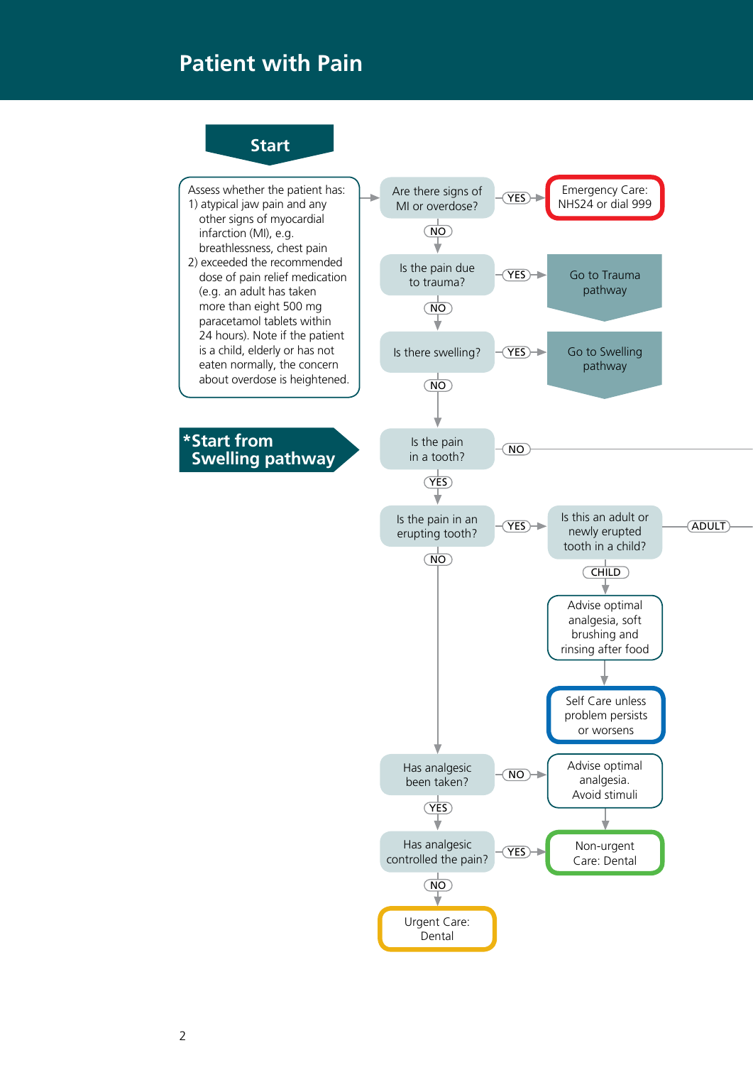# Patient with Pain

**Start**

Assess whether the patient has:

1) atypical jaw pain and any other signs of myocardial infarction (MI), e.g. breathlessness, chest pain
2) exceeded the recommended dose of pain relief medication (e.g. an adult has taken more than eight 500 mg paracetamol tablets within 24 hours). Note if the patient is a child, elderly or has not eaten normally, the concern about overdose is heightened.

Are there signs of MI or overdose?

YES

Emergency Care: NHS24 or dial 999

NO

Is the pain due to trauma?

YES

Go to Trauma pathway

NO

Is there swelling?

YES

Go to Swelling pathway

NO

**\*Start from Swelling pathway**

Is the pain in a tooth?

NO

YES

Is the pain in an erupting tooth?

YES

Is this an adult or newly erupted tooth in a child?

ADULT

CHILD

Advise optimal analgesia, soft brushing and rinsing after food

Self Care unless problem persists or worsens

NO

Has analgesic been taken?

NO

Advise optimal analgesia. Avoid stimuli

YES

Has analgesic controlled the pain?

YES

Non-urgent Care: Dental

NO

Urgent Care: Dental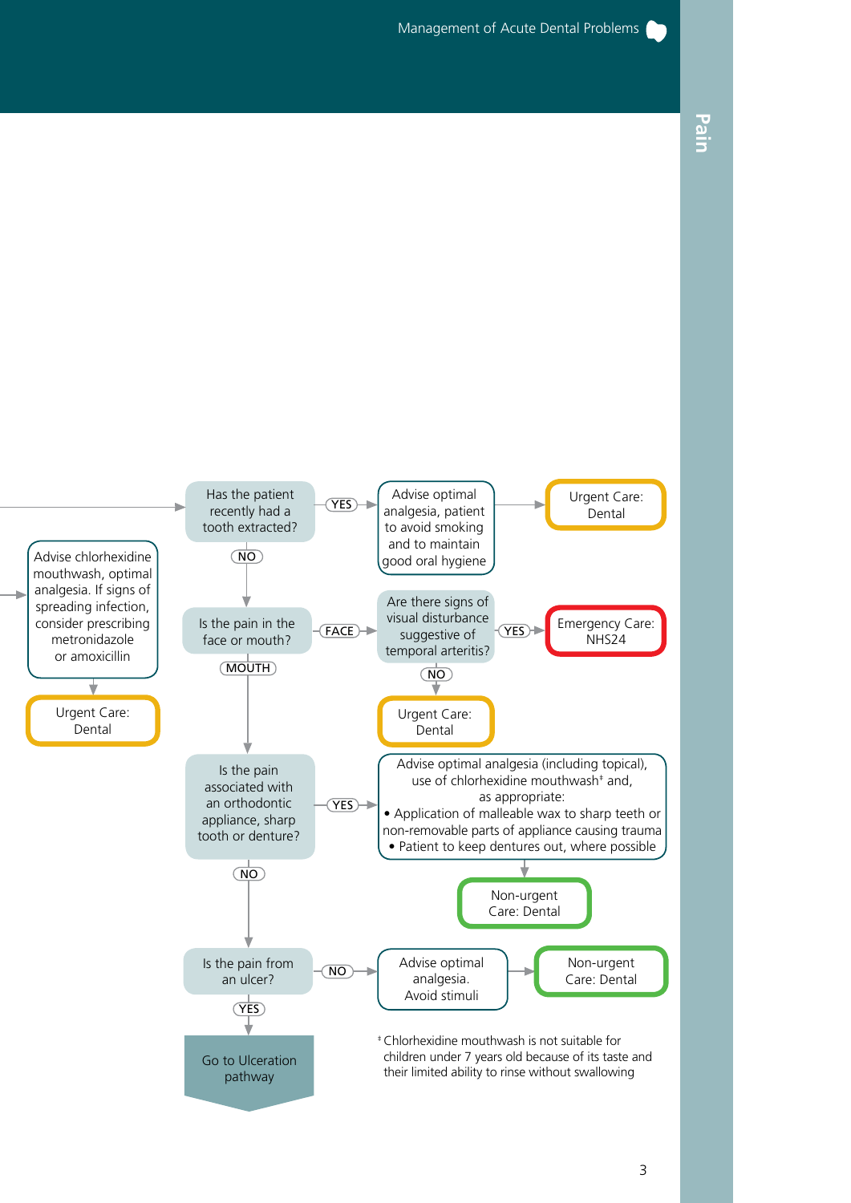Has the patient recently had a tooth extracted?

- YES → Advise optimal analgesia, patient to avoid smoking and to maintain good oral hygiene → **Urgent Care: Dental**
- NO ↓

Advise chlorhexidine mouthwash, optimal analgesia. If signs of spreading infection, consider prescribing metronidazole or amoxicillin → **Urgent Care: Dental**

Is the pain in the face or mouth?

- FACE → Are there signs of visual disturbance suggestive of temporal arteritis?
  - YES → **Emergency Care: NHS24**
  - NO → **Urgent Care: Dental**
- MOUTH ↓

Is the pain associated with an orthodontic appliance, sharp tooth or denture?

- YES → Advise optimal analgesia (including topical), use of chlorhexidine mouthwash[‡] and, as appropriate:
  - Application of malleable wax to sharp teeth or non-removable parts of appliance causing trauma
  - Patient to keep dentures out, where possible

  → **Non-urgent Care: Dental**
- NO ↓

Is the pain from an ulcer?

- NO → Advise optimal analgesia. Avoid stimuli → **Non-urgent Care: Dental**
- YES → **Go to Ulceration pathway**

[‡] Chlorhexidine mouthwash is not suitable for children under 7 years old because of its taste and their limited ability to rinse without swallowing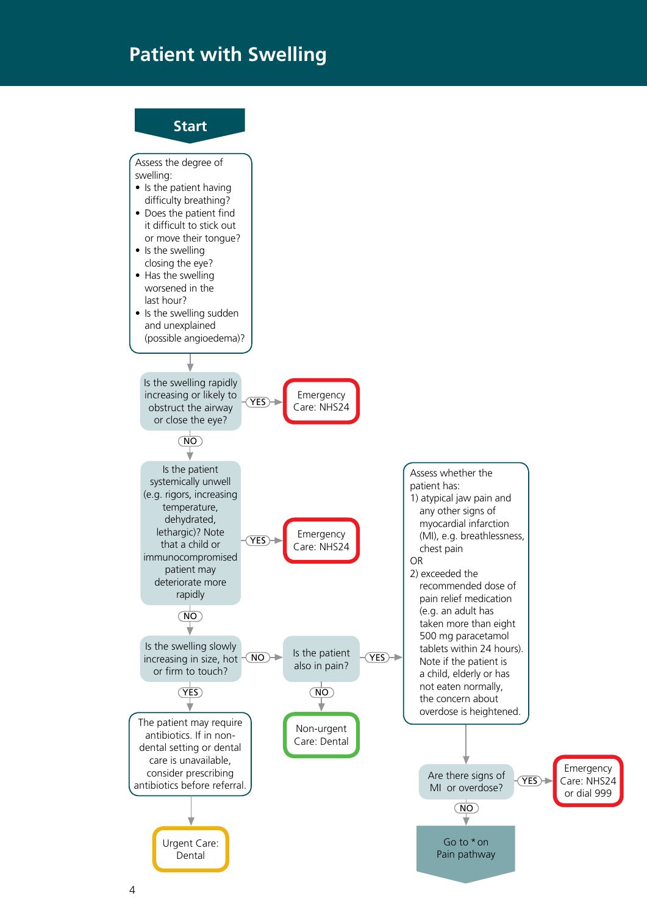# Patient with Swelling

**Start**

Assess the degree of swelling:

- Is the patient having difficulty breathing?
- Does the patient find it difficult to stick out or move their tongue?
- Is the swelling closing the eye?
- Has the swelling worsened in the last hour?
- Is the swelling sudden and unexplained (possible angioedema)?

Is the swelling rapidly increasing or likely to obstruct the airway or close the eye?

YES → Emergency Care: NHS24

NO ↓

Is the patient systemically unwell (e.g. rigors, increasing temperature, dehydrated, lethargic)? Note that a child or immunocompromised patient may deteriorate more rapidly

YES → Emergency Care: NHS24

NO ↓

Is the swelling slowly increasing in size, hot or firm to touch?

YES ↓

The patient may require antibiotics. If in non-dental setting or dental care is unavailable, consider prescribing antibiotics before referral.

↓

Urgent Care: Dental

NO → Is the patient also in pain?

NO ↓

Non-urgent Care: Dental

YES →

Assess whether the patient has:

1) atypical jaw pain and any other signs of myocardial infarction (MI), e.g. breathlessness, chest pain

OR

2) exceeded the recommended dose of pain relief medication (e.g. an adult has taken more than eight 500 mg paracetamol tablets within 24 hours). Note if the patient is a child, elderly or has not eaten normally, the concern about overdose is heightened.

↓

Are there signs of MI or overdose?

YES → Emergency Care: NHS24 or dial 999

NO ↓

Go to * on Pain pathway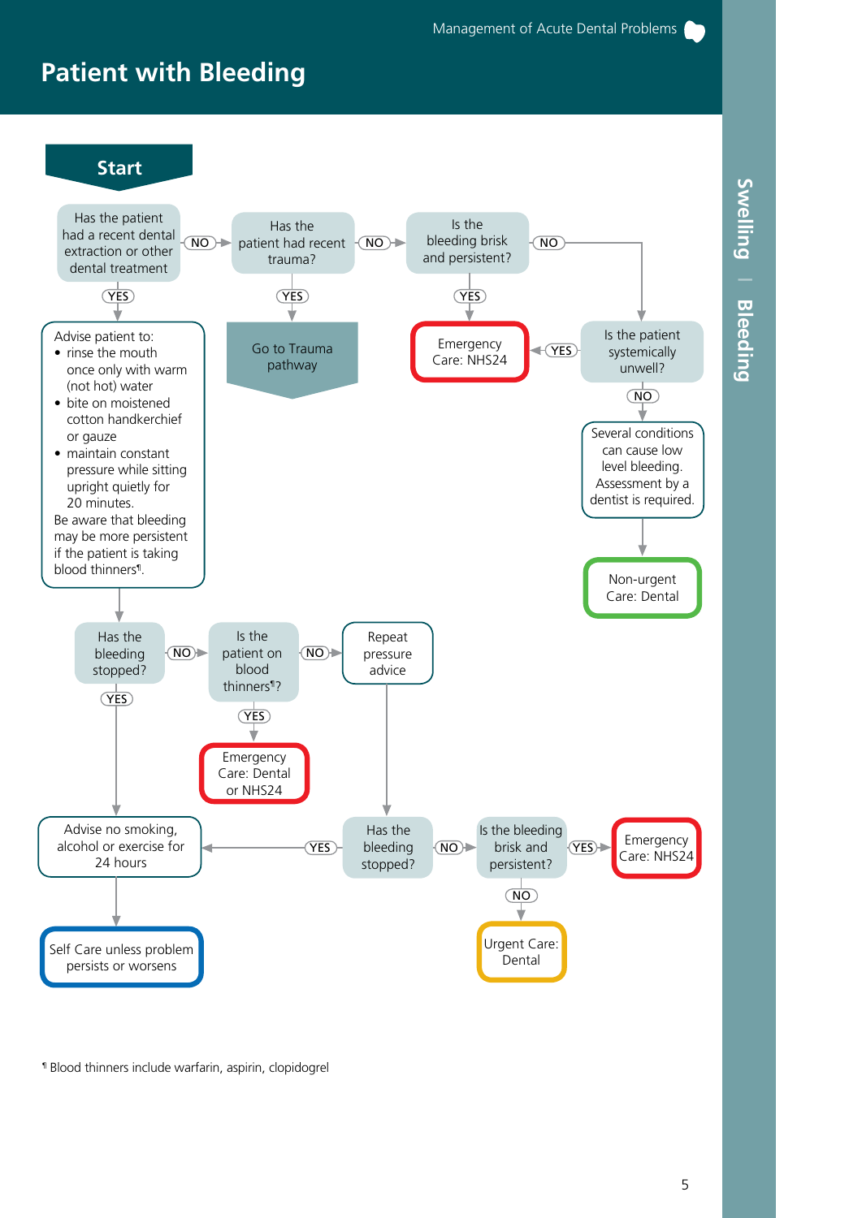# Patient with Bleeding

**Start**

Has the patient had a recent dental extraction or other dental treatment?

- **NO** → Has the patient had recent trauma?
  - **YES** → Go to Trauma pathway
  - **NO** → Is the bleeding brisk and persistent?
    - **YES** → Emergency Care: NHS24
    - **NO** → Is the patient systemically unwell?
      - **YES** → Emergency Care: NHS24
      - **NO** → Several conditions can cause low level bleeding. Assessment by a dentist is required. → Non-urgent Care: Dental
- **YES** → Advise patient to:
  - rinse the mouth once only with warm (not hot) water
  - bite on moistened cotton handkerchief or gauze
  - maintain constant pressure while sitting upright quietly for 20 minutes.

  Be aware that bleeding may be more persistent if the patient is taking blood thinners¶.

  → Has the bleeding stopped?
  - **YES** → Advise no smoking, alcohol or exercise for 24 hours → Self Care unless problem persists or worsens
  - **NO** → Is the patient on blood thinners¶?
    - **YES** → Emergency Care: Dental or NHS24
    - **NO** → Repeat pressure advice → Has the bleeding stopped?
      - **YES** → Advise no smoking, alcohol or exercise for 24 hours → Self Care unless problem persists or worsens
      - **NO** → Is the bleeding brisk and persistent?
        - **YES** → Emergency Care: NHS24
        - **NO** → Urgent Care: Dental

¶ Blood thinners include warfarin, aspirin, clopidogrel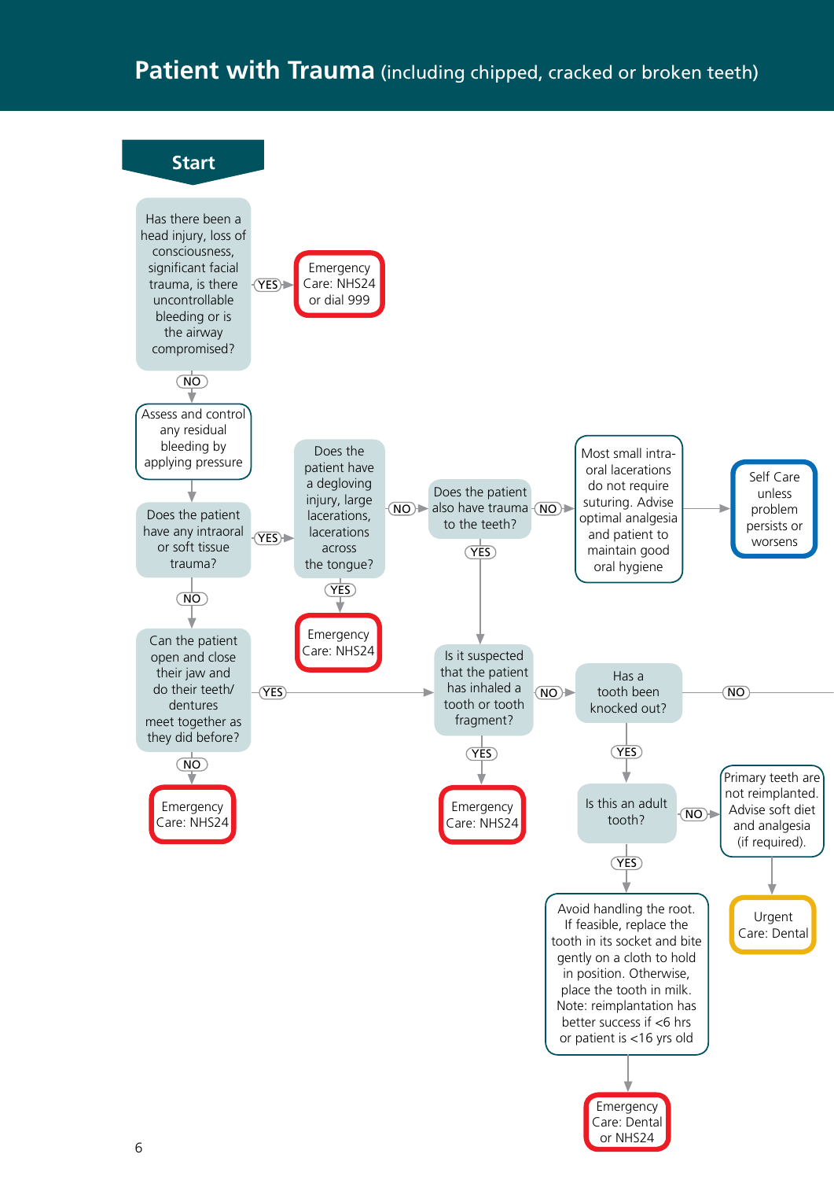# Patient with Trauma (including chipped, cracked or broken teeth)

Start

Has there been a head injury, loss of consciousness, significant facial trauma, is there uncontrollable bleeding or is the airway compromised?

YES

Emergency Care: NHS24 or dial 999

NO

Assess and control any residual bleeding by applying pressure

Does the patient have any intraoral or soft tissue trauma?

YES

Does the patient have a degloving injury, large lacerations, lacerations across the tongue?

YES

Emergency Care: NHS24

NO

Does the patient also have trauma to the teeth?

NO

Most small intra-oral lacerations do not require suturing. Advise optimal analgesia and patient to maintain good oral hygiene

Self Care unless problem persists or worsens

YES

NO

Can the patient open and close their jaw and do their teeth/ dentures meet together as they did before?

NO

Emergency Care: NHS24

YES

Is it suspected that the patient has inhaled a tooth or tooth fragment?

YES

Emergency Care: NHS24

NO

Has a tooth been knocked out?

NO

YES

Is this an adult tooth?

NO

Primary teeth are not reimplanted. Advise soft diet and analgesia (if required).

Urgent Care: Dental

YES

Avoid handling the root. If feasible, replace the tooth in its socket and bite gently on a cloth to hold in position. Otherwise, place the tooth in milk. Note: reimplantation has better success if <6 hrs or patient is <16 yrs old

Emergency Care: Dental or NHS24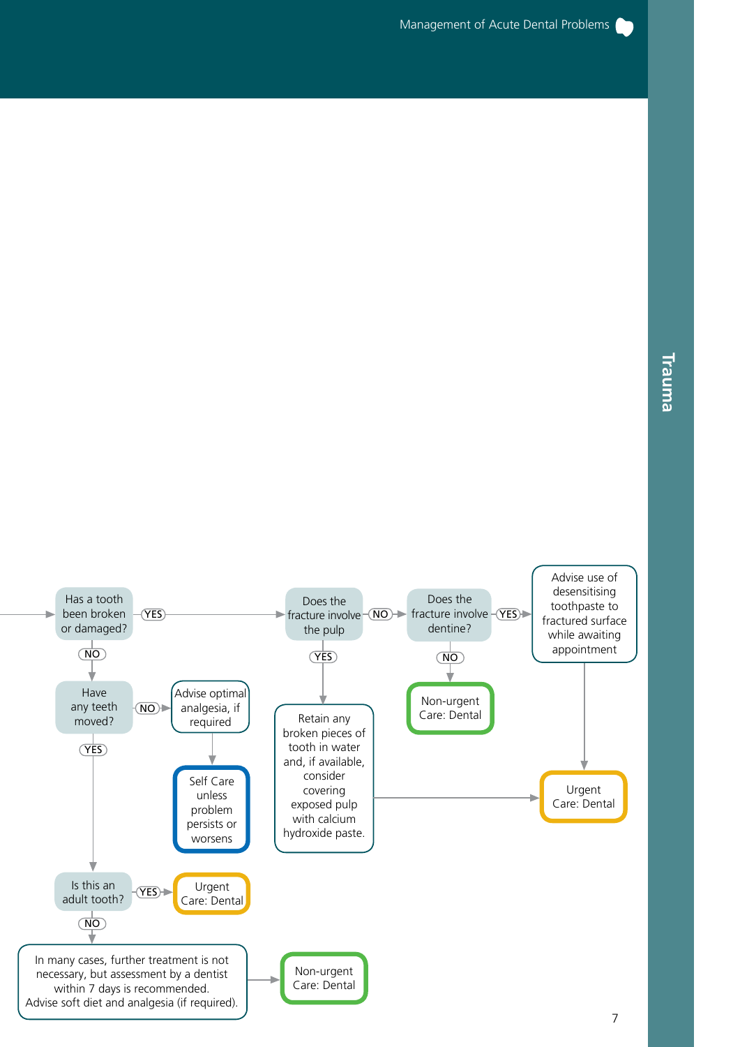Trauma

Has a tooth been broken or damaged?

YES

Does the fracture involve the pulp

NO

Does the fracture involve dentine?

YES

Advise use of desensitising toothpaste to fractured surface while awaiting appointment

Urgent Care: Dental

NO

Non-urgent Care: Dental

YES

Retain any broken pieces of tooth in water and, if available, consider covering exposed pulp with calcium hydroxide paste.

Urgent Care: Dental

NO

Have any teeth moved?

NO

Advise optimal analgesia, if required

Self Care unless problem persists or worsens

YES

Is this an adult tooth?

YES

Urgent Care: Dental

NO

In many cases, further treatment is not necessary, but assessment by a dentist within 7 days is recommended. Advise soft diet and analgesia (if required).

Non-urgent Care: Dental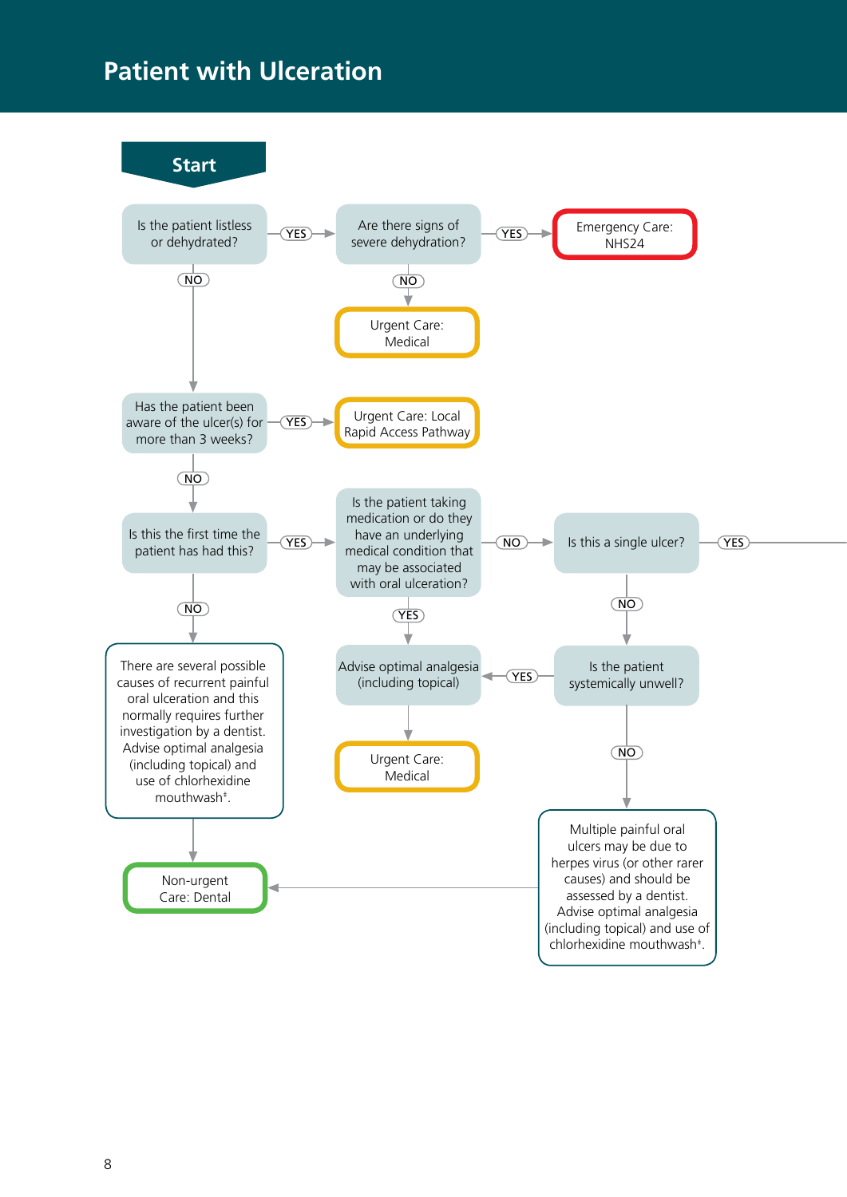# Patient with Ulceration

Start

Is the patient listless or dehydrated?

YES

Are there signs of severe dehydration?

YES

Emergency Care: NHS24

NO

Urgent Care: Medical

NO

Has the patient been aware of the ulcer(s) for more than 3 weeks?

YES

Urgent Care: Local Rapid Access Pathway

NO

Is this the first time the patient has had this?

YES

Is the patient taking medication or do they have an underlying medical condition that may be associated with oral ulceration?

NO

Is this a single ulcer?

YES

YES

Advise optimal analgesia (including topical)

Urgent Care: Medical

NO

Is the patient systemically unwell?

YES

NO

There are several possible causes of recurrent painful oral ulceration and this normally requires further investigation by a dentist. Advise optimal analgesia (including topical) and use of chlorhexidine mouthwash‡.

Non-urgent Care: Dental

NO

Multiple painful oral ulcers may be due to herpes virus (or other rarer causes) and should be assessed by a dentist. Advise optimal analgesia (including topical) and use of chlorhexidine mouthwash‡.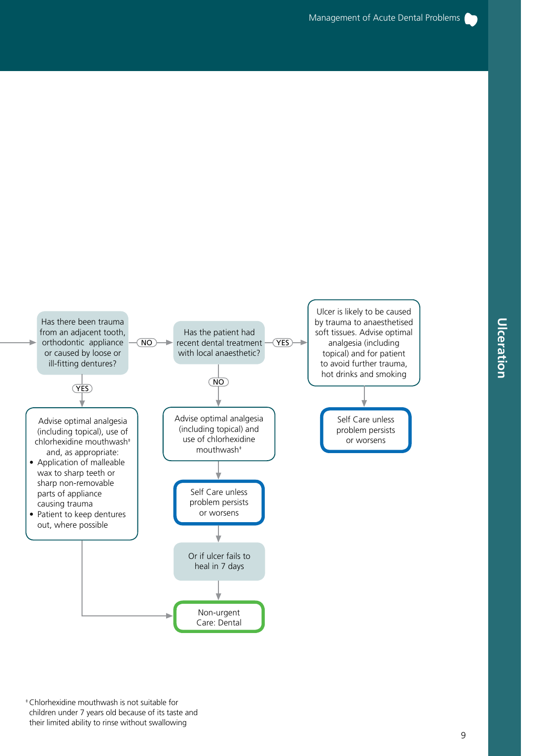Has there been trauma from an adjacent tooth, orthodontic appliance or caused by loose or ill-fitting dentures?

NO

Has the patient had recent dental treatment with local anaesthetic?

YES

Ulcer is likely to be caused by trauma to anaesthetised soft tissues. Advise optimal analgesia (including topical) and for patient to avoid further trauma, hot drinks and smoking

Self Care unless problem persists or worsens

NO

Advise optimal analgesia (including topical) and use of chlorhexidine mouthwash‡

Self Care unless problem persists or worsens

Or if ulcer fails to heal in 7 days

Non-urgent Care: Dental

YES

Advise optimal analgesia (including topical), use of chlorhexidine mouthwash‡ and, as appropriate:

- Application of malleable wax to sharp teeth or sharp non-removable parts of appliance causing trauma
- Patient to keep dentures out, where possible

Non-urgent Care: Dental

‡ Chlorhexidine mouthwash is not suitable for children under 7 years old because of its taste and their limited ability to rinse without swallowing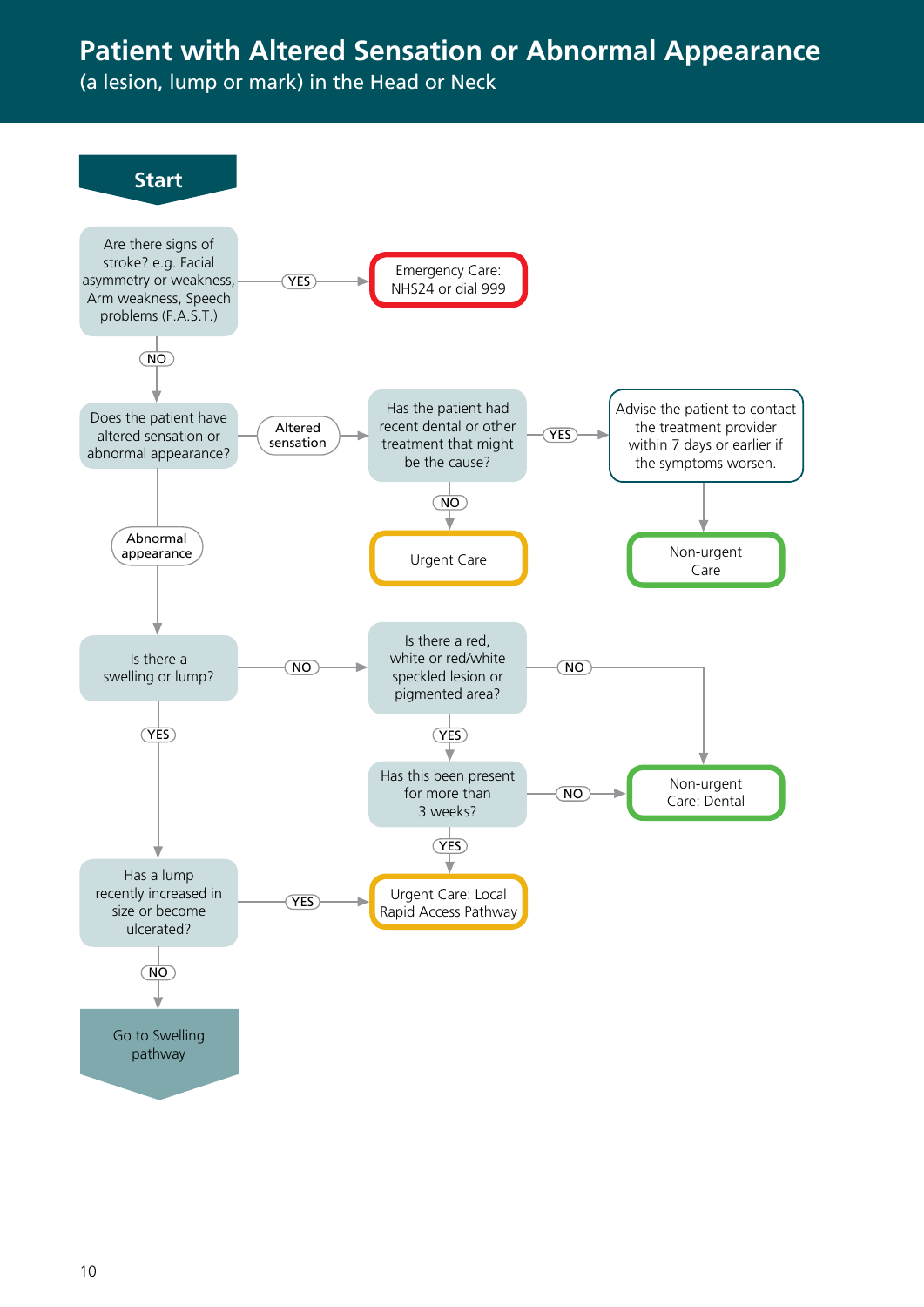# Patient with Altered Sensation or Abnormal Appearance

(a lesion, lump or mark) in the Head or Neck

Start

Are there signs of stroke? e.g. Facial asymmetry or weakness, Arm weakness, Speech problems (F.A.S.T.)

YES

Emergency Care: NHS24 or dial 999

NO

Does the patient have altered sensation or abnormal appearance?

Altered sensation

Has the patient had recent dental or other treatment that might be the cause?

YES

Advise the patient to contact the treatment provider within 7 days or earlier if the symptoms worsen.

Non-urgent Care

NO

Urgent Care

Abnormal appearance

Is there a swelling or lump?

NO

Is there a red, white or red/white speckled lesion or pigmented area?

NO

Non-urgent Care: Dental

YES

Has this been present for more than 3 weeks?

NO

YES

Urgent Care: Local Rapid Access Pathway

YES

Has a lump recently increased in size or become ulcerated?

YES

NO

Go to Swelling pathway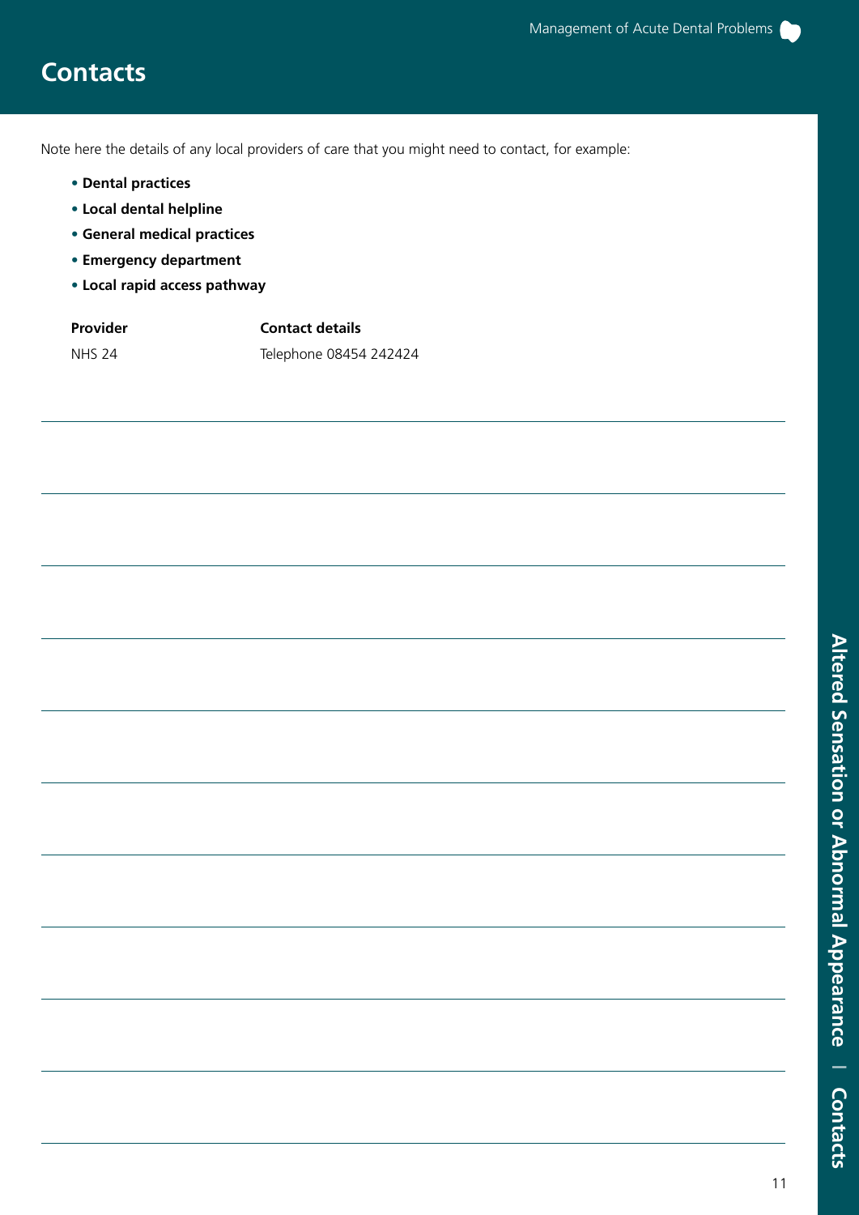# Contacts

Note here the details of any local providers of care that you might need to contact, for example:

- **Dental practices**
- **Local dental helpline**
- **General medical practices**
- **Emergency department**
- **Local rapid access pathway**

| Provider | Contact details |
| --- | --- |
| NHS 24 | Telephone 08454 242424 |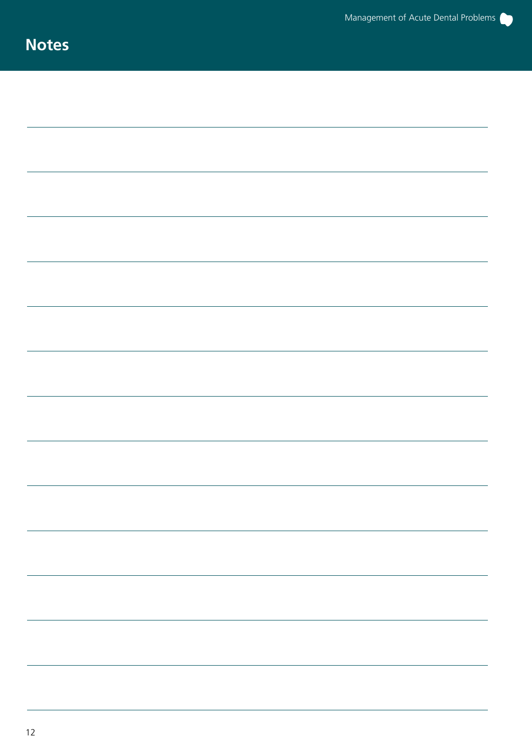## Notes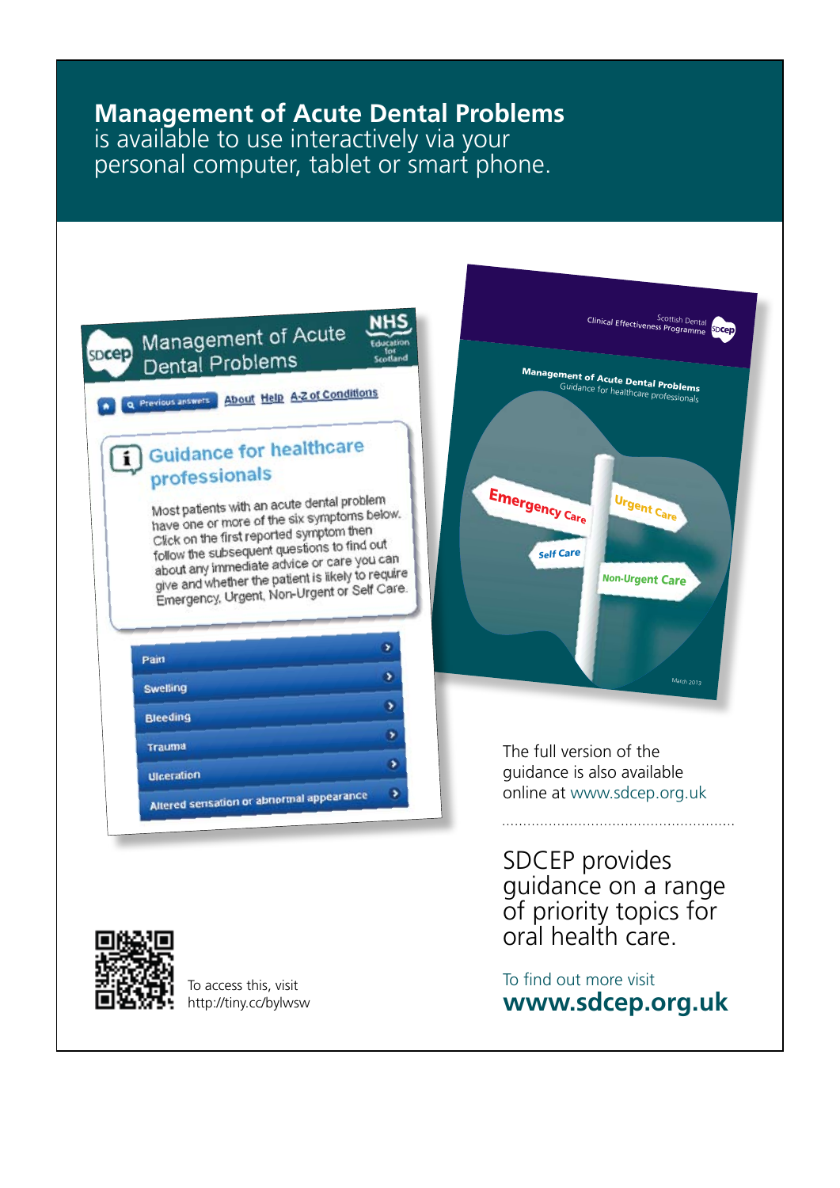**Management of Acute Dental Problems** is available to use interactively via your personal computer, tablet or smart phone.

The full version of the guidance is also available online at www.sdcep.org.uk

SDCEP provides guidance on a range of priority topics for oral health care.

To find out more visit **www.sdcep.org.uk**

To access this, visit http://tiny.cc/bylwsw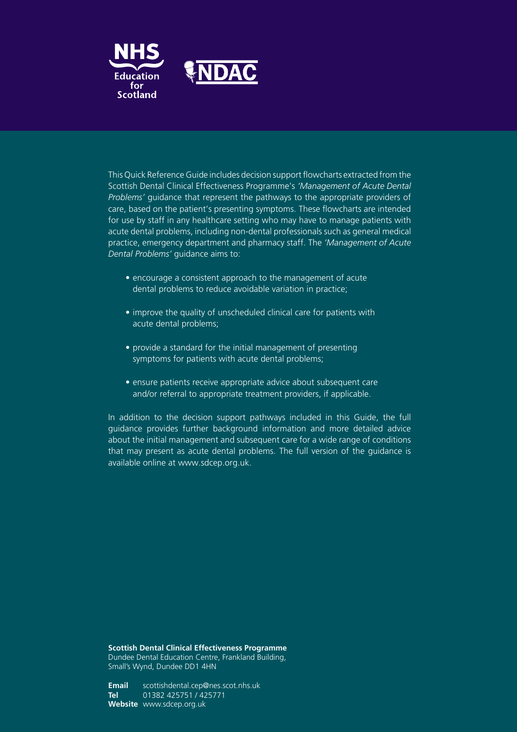NHS Education for Scotland

NDAC

This Quick Reference Guide includes decision support flowcharts extracted from the Scottish Dental Clinical Effectiveness Programme's *'Management of Acute Dental Problems'* guidance that represent the pathways to the appropriate providers of care, based on the patient's presenting symptoms. These flowcharts are intended for use by staff in any healthcare setting who may have to manage patients with acute dental problems, including non-dental professionals such as general medical practice, emergency department and pharmacy staff. The *'Management of Acute Dental Problems'* guidance aims to:

- encourage a consistent approach to the management of acute dental problems to reduce avoidable variation in practice;
- improve the quality of unscheduled clinical care for patients with acute dental problems;
- provide a standard for the initial management of presenting symptoms for patients with acute dental problems;
- ensure patients receive appropriate advice about subsequent care and/or referral to appropriate treatment providers, if applicable.

In addition to the decision support pathways included in this Guide, the full guidance provides further background information and more detailed advice about the initial management and subsequent care for a wide range of conditions that may present as acute dental problems. The full version of the guidance is available online at www.sdcep.org.uk.

**Scottish Dental Clinical Effectiveness Programme**
Dundee Dental Education Centre, Frankland Building,
Small's Wynd, Dundee DD1 4HN

**Email** scottishdental.cep@nes.scot.nhs.uk
**Tel** 01382 425751 / 425771
**Website** www.sdcep.org.uk